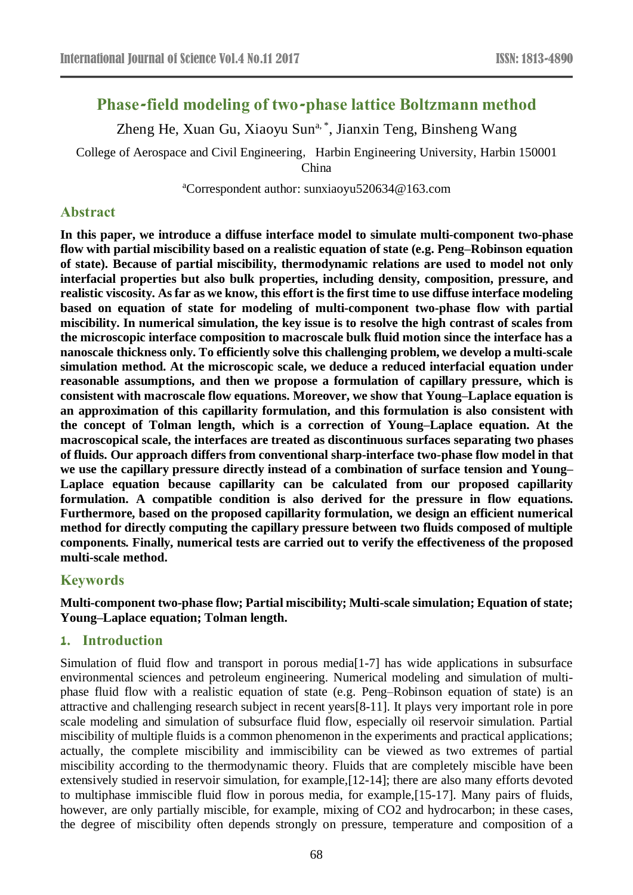# Phase-field modeling of two-phase lattice Boltzmann method

Zheng He, Xuan Gu, Xiaoyu Sun[a, *], Jianxin Teng, Binsheng Wang

College of Aerospace and Civil Engineering, Harbin Engineering University, Harbin 150001 China

[a]Correspondent author: sunxiaoyu520634@163.com

## Abstract

**In this paper, we introduce a diffuse interface model to simulate multi-component two-phase flow with partial miscibility based on a realistic equation of state (e.g. Peng–Robinson equation of state). Because of partial miscibility, thermodynamic relations are used to model not only interfacial properties but also bulk properties, including density, composition, pressure, and realistic viscosity. As far as we know, this effort is the first time to use diffuse interface modeling based on equation of state for modeling of multi-component two-phase flow with partial miscibility. In numerical simulation, the key issue is to resolve the high contrast of scales from the microscopic interface composition to macroscale bulk fluid motion since the interface has a nanoscale thickness only. To efficiently solve this challenging problem, we develop a multi-scale simulation method. At the microscopic scale, we deduce a reduced interfacial equation under reasonable assumptions, and then we propose a formulation of capillary pressure, which is consistent with macroscale flow equations. Moreover, we show that Young–Laplace equation is an approximation of this capillarity formulation, and this formulation is also consistent with the concept of Tolman length, which is a correction of Young–Laplace equation. At the macroscopical scale, the interfaces are treated as discontinuous surfaces separating two phases of fluids. Our approach differs from conventional sharp-interface two-phase flow model in that we use the capillary pressure directly instead of a combination of surface tension and Young–Laplace equation because capillarity can be calculated from our proposed capillarity formulation. A compatible condition is also derived for the pressure in flow equations. Furthermore, based on the proposed capillarity formulation, we design an efficient numerical method for directly computing the capillary pressure between two fluids composed of multiple components. Finally, numerical tests are carried out to verify the effectiveness of the proposed multi-scale method.**

## Keywords

**Multi-component two-phase flow; Partial miscibility; Multi-scale simulation; Equation of state; Young–Laplace equation; Tolman length.**

## 1. Introduction

Simulation of fluid flow and transport in porous media[1-7] has wide applications in subsurface environmental sciences and petroleum engineering. Numerical modeling and simulation of multi-phase fluid flow with a realistic equation of state (e.g. Peng–Robinson equation of state) is an attractive and challenging research subject in recent years[8-11]. It plays very important role in pore scale modeling and simulation of subsurface fluid flow, especially oil reservoir simulation. Partial miscibility of multiple fluids is a common phenomenon in the experiments and practical applications; actually, the complete miscibility and immiscibility can be viewed as two extremes of partial miscibility according to the thermodynamic theory. Fluids that are completely miscible have been extensively studied in reservoir simulation, for example,[12-14]; there are also many efforts devoted to multiphase immiscible fluid flow in porous media, for example,[15-17]. Many pairs of fluids, however, are only partially miscible, for example, mixing of $CO_2$ and hydrocarbon; in these cases, the degree of miscibility often depends strongly on pressure, temperature and composition of a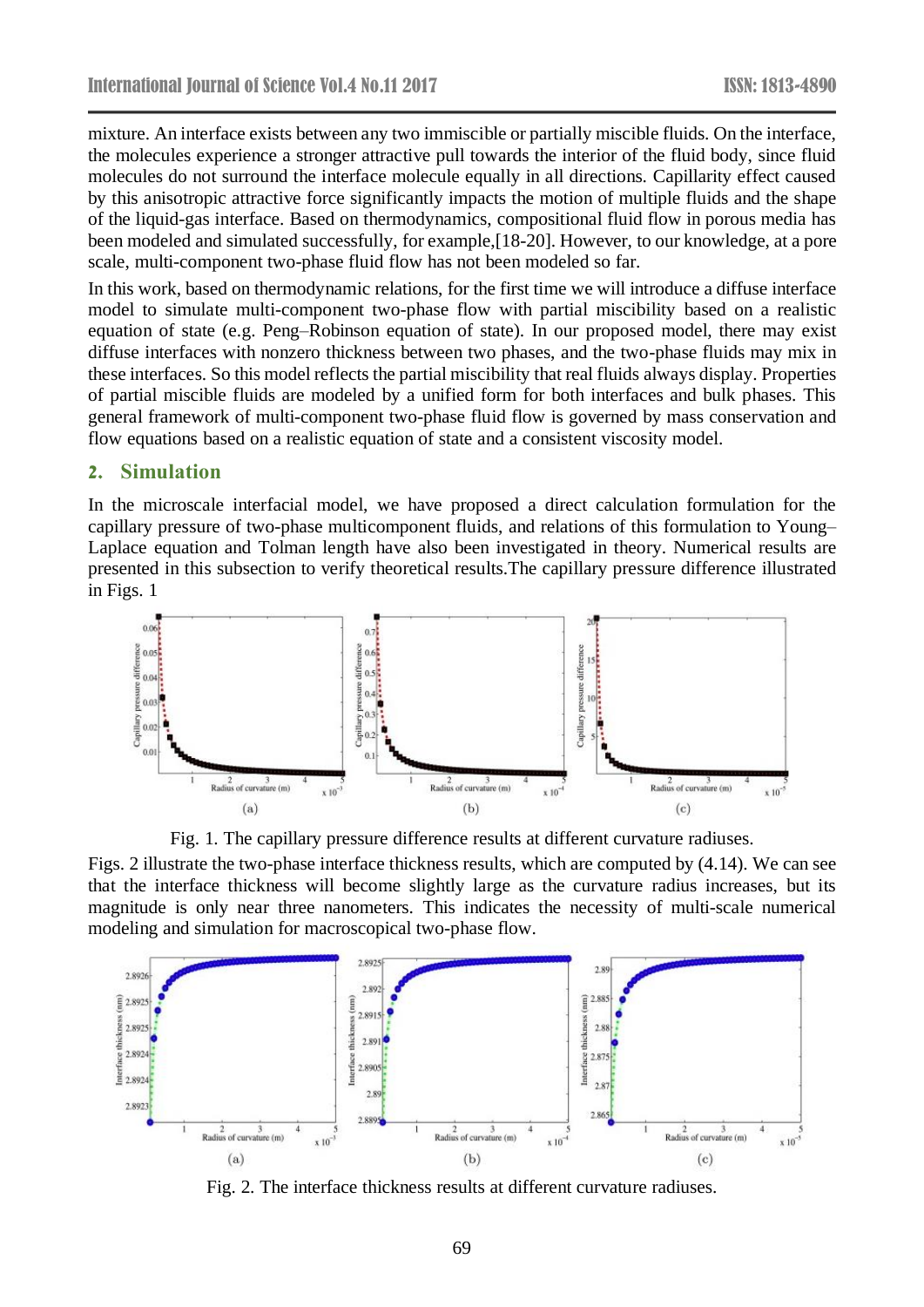mixture. An interface exists between any two immiscible or partially miscible fluids. On the interface, the molecules experience a stronger attractive pull towards the interior of the fluid body, since fluid molecules do not surround the interface molecule equally in all directions. Capillarity effect caused by this anisotropic attractive force significantly impacts the motion of multiple fluids and the shape of the liquid-gas interface. Based on thermodynamics, compositional fluid flow in porous media has been modeled and simulated successfully, for example,[18-20]. However, to our knowledge, at a pore scale, multi-component two-phase fluid flow has not been modeled so far.

In this work, based on thermodynamic relations, for the first time we will introduce a diffuse interface model to simulate multi-component two-phase flow with partial miscibility based on a realistic equation of state (e.g. Peng–Robinson equation of state). In our proposed model, there may exist diffuse interfaces with nonzero thickness between two phases, and the two-phase fluids may mix in these interfaces. So this model reflects the partial miscibility that real fluids always display. Properties of partial miscible fluids are modeled by a unified form for both interfaces and bulk phases. This general framework of multi-component two-phase fluid flow is governed by mass conservation and flow equations based on a realistic equation of state and a consistent viscosity model.

## 2. Simulation

In the microscale interfacial model, we have proposed a direct calculation formulation for the capillary pressure of two-phase multicomponent fluids, and relations of this formulation to Young–Laplace equation and Tolman length have also been investigated in theory. Numerical results are presented in this subsection to verify theoretical results.The capillary pressure difference illustrated in Figs. 1

Fig. 1. The capillary pressure difference results at different curvature radiuses.

Figs. 2 illustrate the two-phase interface thickness results, which are computed by (4.14). We can see that the interface thickness will become slightly large as the curvature radius increases, but its magnitude is only near three nanometers. This indicates the necessity of multi-scale numerical modeling and simulation for macroscopical two-phase flow.

Fig. 2. The interface thickness results at different curvature radiuses.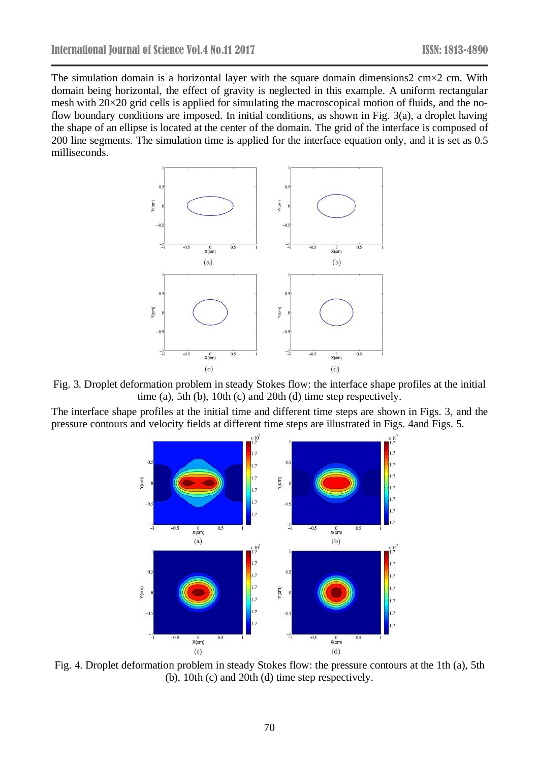The simulation domain is a horizontal layer with the square domain dimensions2 cm×2 cm. With domain being horizontal, the effect of gravity is neglected in this example. A uniform rectangular mesh with 20×20 grid cells is applied for simulating the macroscopical motion of fluids, and the no-flow boundary conditions are imposed. In initial conditions, as shown in Fig. 3(a), a droplet having the shape of an ellipse is located at the center of the domain. The grid of the interface is composed of 200 line segments. The simulation time is applied for the interface equation only, and it is set as 0.5 milliseconds.

Fig. 3. Droplet deformation problem in steady Stokes flow: the interface shape profiles at the initial time (a), 5th (b), 10th (c) and 20th (d) time step respectively.

The interface shape profiles at the initial time and different time steps are shown in Figs. 3, and the pressure contours and velocity fields at different time steps are illustrated in Figs. 4and Figs. 5.

Fig. 4. Droplet deformation problem in steady Stokes flow: the pressure contours at the 1th (a), 5th (b), 10th (c) and 20th (d) time step respectively.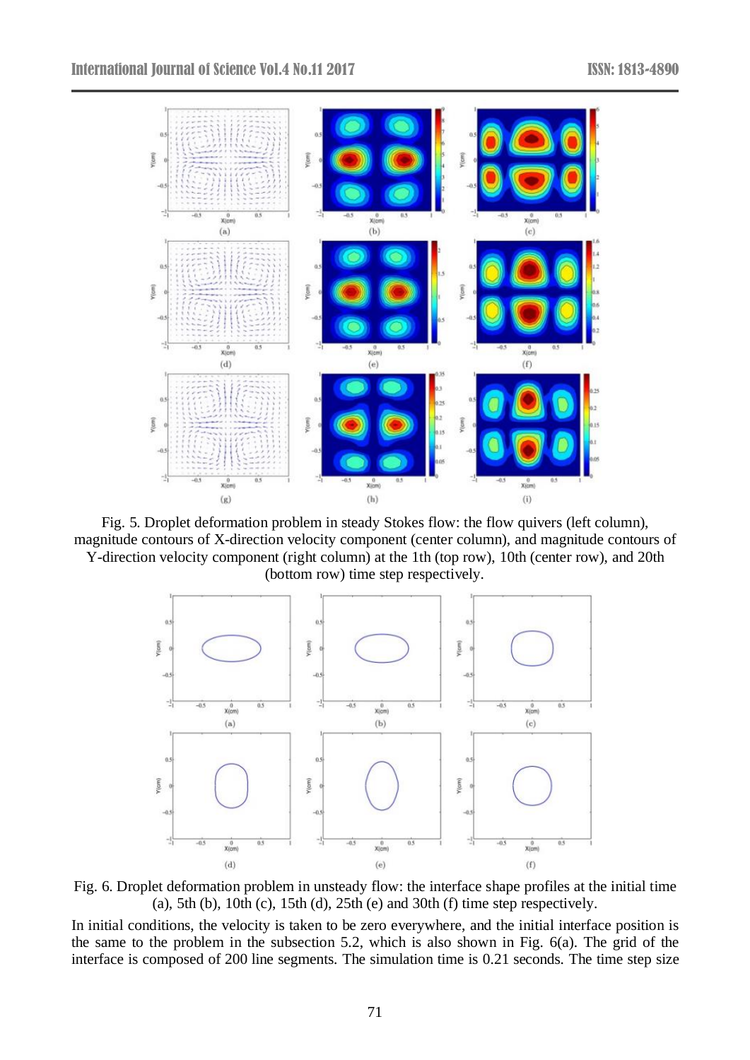Fig. 5. Droplet deformation problem in steady Stokes flow: the flow quivers (left column), magnitude contours of X-direction velocity component (center column), and magnitude contours of Y-direction velocity component (right column) at the 1th (top row), 10th (center row), and 20th (bottom row) time step respectively.

Fig. 6. Droplet deformation problem in unsteady flow: the interface shape profiles at the initial time (a), 5th (b), 10th (c), 15th (d), 25th (e) and 30th (f) time step respectively.

In initial conditions, the velocity is taken to be zero everywhere, and the initial interface position is the same to the problem in the subsection 5.2, which is also shown in Fig. 6(a). The grid of the interface is composed of 200 line segments. The simulation time is 0.21 seconds. The time step size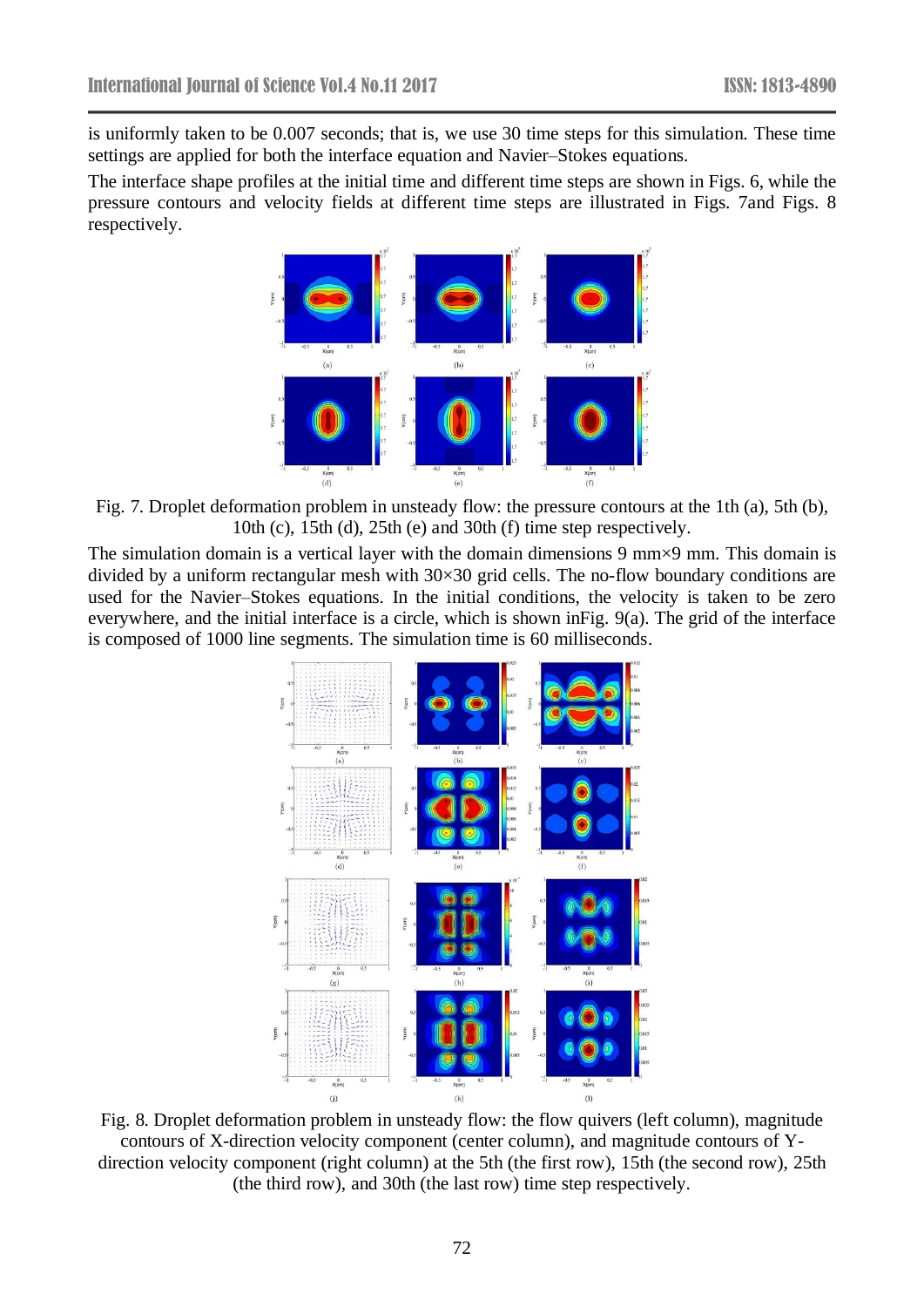is uniformly taken to be 0.007 seconds; that is, we use 30 time steps for this simulation. These time settings are applied for both the interface equation and Navier–Stokes equations.

The interface shape profiles at the initial time and different time steps are shown in Figs. 6, while the pressure contours and velocity fields at different time steps are illustrated in Figs. 7and Figs. 8 respectively.

Fig. 7. Droplet deformation problem in unsteady flow: the pressure contours at the 1th (a), 5th (b), 10th (c), 15th (d), 25th (e) and 30th (f) time step respectively.

The simulation domain is a vertical layer with the domain dimensions 9 mm×9 mm. This domain is divided by a uniform rectangular mesh with 30×30 grid cells. The no-flow boundary conditions are used for the Navier–Stokes equations. In the initial conditions, the velocity is taken to be zero everywhere, and the initial interface is a circle, which is shown inFig. 9(a). The grid of the interface is composed of 1000 line segments. The simulation time is 60 milliseconds.

Fig. 8. Droplet deformation problem in unsteady flow: the flow quivers (left column), magnitude contours of X-direction velocity component (center column), and magnitude contours of Y-direction velocity component (right column) at the 5th (the first row), 15th (the second row), 25th (the third row), and 30th (the last row) time step respectively.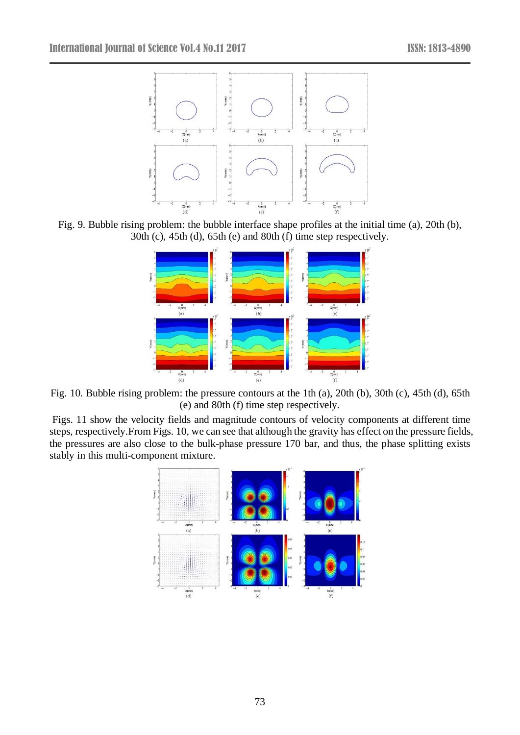Fig. 9. Bubble rising problem: the bubble interface shape profiles at the initial time (a), 20th (b), 30th (c), 45th (d), 65th (e) and 80th (f) time step respectively.

Fig. 10. Bubble rising problem: the pressure contours at the 1th (a), 20th (b), 30th (c), 45th (d), 65th (e) and 80th (f) time step respectively.

Figs. 11 show the velocity fields and magnitude contours of velocity components at different time steps, respectively.From Figs. 10, we can see that although the gravity has effect on the pressure fields, the pressures are also close to the bulk-phase pressure 170 bar, and thus, the phase splitting exists stably in this multi-component mixture.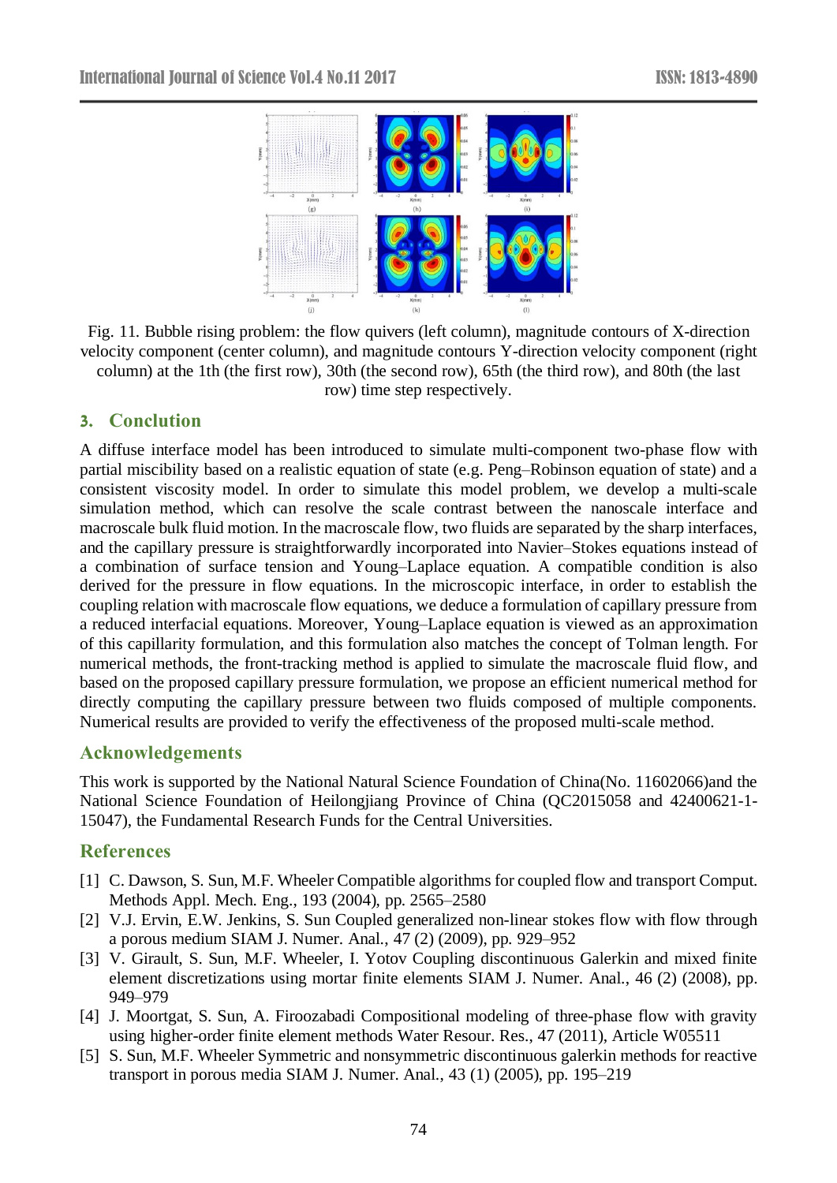Fig. 11. Bubble rising problem: the flow quivers (left column), magnitude contours of X-direction velocity component (center column), and magnitude contours Y-direction velocity component (right column) at the 1th (the first row), 30th (the second row), 65th (the third row), and 80th (the last row) time step respectively.

## 3. Conclusion

A diffuse interface model has been introduced to simulate multi-component two-phase flow with partial miscibility based on a realistic equation of state (e.g. Peng–Robinson equation of state) and a consistent viscosity model. In order to simulate this model problem, we develop a multi-scale simulation method, which can resolve the scale contrast between the nanoscale interface and macroscale bulk fluid motion. In the macroscale flow, two fluids are separated by the sharp interfaces, and the capillary pressure is straightforwardly incorporated into Navier–Stokes equations instead of a combination of surface tension and Young–Laplace equation. A compatible condition is also derived for the pressure in flow equations. In the microscopic interface, in order to establish the coupling relation with macroscale flow equations, we deduce a formulation of capillary pressure from a reduced interfacial equations. Moreover, Young–Laplace equation is viewed as an approximation of this capillarity formulation, and this formulation also matches the concept of Tolman length. For numerical methods, the front-tracking method is applied to simulate the macroscale fluid flow, and based on the proposed capillary pressure formulation, we propose an efficient numerical method for directly computing the capillary pressure between two fluids composed of multiple components. Numerical results are provided to verify the effectiveness of the proposed multi-scale method.

## Acknowledgements

This work is supported by the National Natural Science Foundation of China(No. 11602066)and the National Science Foundation of Heilongjiang Province of China (QC2015058 and 42400621-1-15047), the Fundamental Research Funds for the Central Universities.

## References

[1] C. Dawson, S. Sun, M.F. Wheeler Compatible algorithms for coupled flow and transport Comput. Methods Appl. Mech. Eng., 193 (2004), pp. 2565–2580

[2] V.J. Ervin, E.W. Jenkins, S. Sun Coupled generalized non-linear stokes flow with flow through a porous medium SIAM J. Numer. Anal., 47 (2) (2009), pp. 929–952

[3] V. Girault, S. Sun, M.F. Wheeler, I. Yotov Coupling discontinuous Galerkin and mixed finite element discretizations using mortar finite elements SIAM J. Numer. Anal., 46 (2) (2008), pp. 949–979

[4] J. Moortgat, S. Sun, A. Firoozabadi Compositional modeling of three-phase flow with gravity using higher-order finite element methods Water Resour. Res., 47 (2011), Article W05511

[5] S. Sun, M.F. Wheeler Symmetric and nonsymmetric discontinuous galerkin methods for reactive transport in porous media SIAM J. Numer. Anal., 43 (1) (2005), pp. 195–219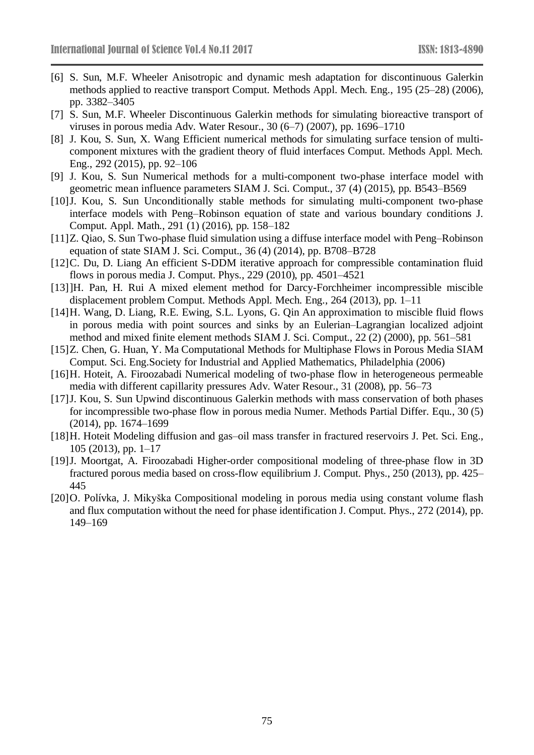[6] S. Sun, M.F. Wheeler Anisotropic and dynamic mesh adaptation for discontinuous Galerkin methods applied to reactive transport Comput. Methods Appl. Mech. Eng., 195 (25–28) (2006), pp. 3382–3405

[7] S. Sun, M.F. Wheeler Discontinuous Galerkin methods for simulating bioreactive transport of viruses in porous media Adv. Water Resour., 30 (6–7) (2007), pp. 1696–1710

[8] J. Kou, S. Sun, X. Wang Efficient numerical methods for simulating surface tension of multi-component mixtures with the gradient theory of fluid interfaces Comput. Methods Appl. Mech. Eng., 292 (2015), pp. 92–106

[9] J. Kou, S. Sun Numerical methods for a multi-component two-phase interface model with geometric mean influence parameters SIAM J. Sci. Comput., 37 (4) (2015), pp. B543–B569

[10] J. Kou, S. Sun Unconditionally stable methods for simulating multi-component two-phase interface models with Peng–Robinson equation of state and various boundary conditions J. Comput. Appl. Math., 291 (1) (2016), pp. 158–182

[11] Z. Qiao, S. Sun Two-phase fluid simulation using a diffuse interface model with Peng–Robinson equation of state SIAM J. Sci. Comput., 36 (4) (2014), pp. B708–B728

[12] C. Du, D. Liang An efficient S-DDM iterative approach for compressible contamination fluid flows in porous media J. Comput. Phys., 229 (2010), pp. 4501–4521

[13] ]H. Pan, H. Rui A mixed element method for Darcy-Forchheimer incompressible miscible displacement problem Comput. Methods Appl. Mech. Eng., 264 (2013), pp. 1–11

[14] H. Wang, D. Liang, R.E. Ewing, S.L. Lyons, G. Qin An approximation to miscible fluid flows in porous media with point sources and sinks by an Eulerian–Lagrangian localized adjoint method and mixed finite element methods SIAM J. Sci. Comput., 22 (2) (2000), pp. 561–581

[15] Z. Chen, G. Huan, Y. Ma Computational Methods for Multiphase Flows in Porous Media SIAM Comput. Sci. Eng.Society for Industrial and Applied Mathematics, Philadelphia (2006)

[16] H. Hoteit, A. Firoozabadi Numerical modeling of two-phase flow in heterogeneous permeable media with different capillarity pressures Adv. Water Resour., 31 (2008), pp. 56–73

[17] J. Kou, S. Sun Upwind discontinuous Galerkin methods with mass conservation of both phases for incompressible two-phase flow in porous media Numer. Methods Partial Differ. Equ., 30 (5) (2014), pp. 1674–1699

[18] H. Hoteit Modeling diffusion and gas–oil mass transfer in fractured reservoirs J. Pet. Sci. Eng., 105 (2013), pp. 1–17

[19] J. Moortgat, A. Firoozabadi Higher-order compositional modeling of three-phase flow in 3D fractured porous media based on cross-flow equilibrium J. Comput. Phys., 250 (2013), pp. 425–445

[20] O. Polívka, J. Mikyška Compositional modeling in porous media using constant volume flash and flux computation without the need for phase identification J. Comput. Phys., 272 (2014), pp. 149–169